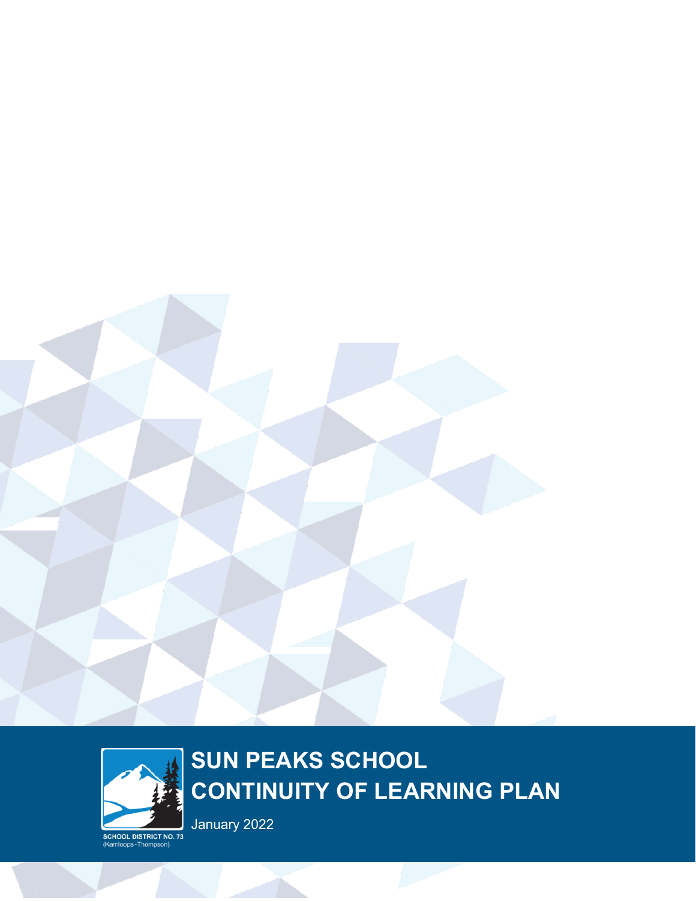# SUN PEAKS SCHOOL CONTINUITY OF LEARNING PLAN

January 2022

SCHOOL DISTRICT NO. 73
(Kamloops-Thompson)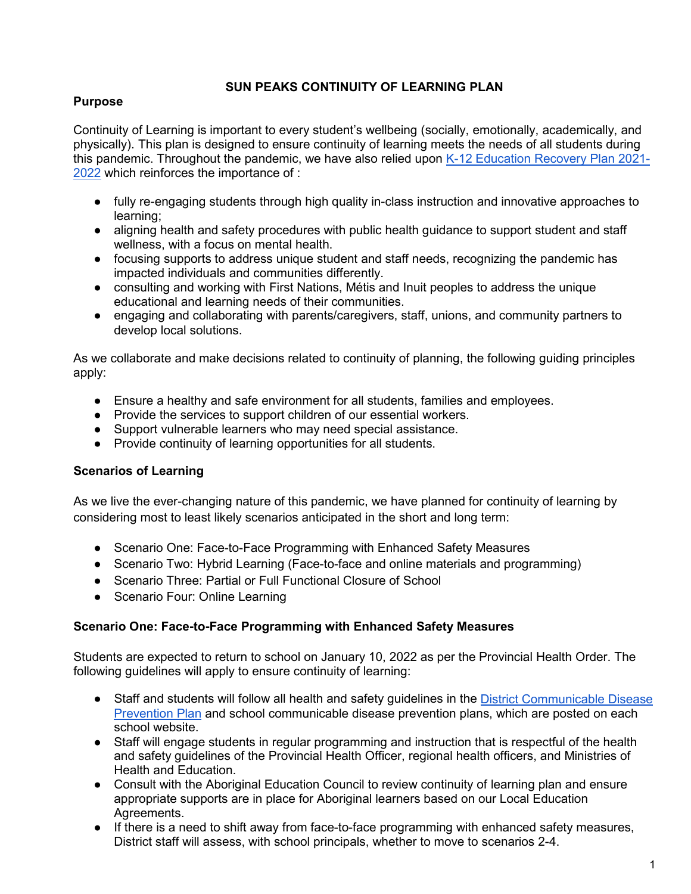# SUN PEAKS CONTINUITY OF LEARNING PLAN

## Purpose

Continuity of Learning is important to every student's wellbeing (socially, emotionally, academically, and physically). This plan is designed to ensure continuity of learning meets the needs of all students during this pandemic. Throughout the pandemic, we have also relied upon [K-12 Education Recovery Plan 2021-2022]() which reinforces the importance of :

- fully re-engaging students through high quality in-class instruction and innovative approaches to learning;
- aligning health and safety procedures with public health guidance to support student and staff wellness, with a focus on mental health.
- focusing supports to address unique student and staff needs, recognizing the pandemic has impacted individuals and communities differently.
- consulting and working with First Nations, Métis and Inuit peoples to address the unique educational and learning needs of their communities.
- engaging and collaborating with parents/caregivers, staff, unions, and community partners to develop local solutions.

As we collaborate and make decisions related to continuity of planning, the following guiding principles apply:

- Ensure a healthy and safe environment for all students, families and employees.
- Provide the services to support children of our essential workers.
- Support vulnerable learners who may need special assistance.
- Provide continuity of learning opportunities for all students.

## Scenarios of Learning

As we live the ever-changing nature of this pandemic, we have planned for continuity of learning by considering most to least likely scenarios anticipated in the short and long term:

- Scenario One: Face-to-Face Programming with Enhanced Safety Measures
- Scenario Two: Hybrid Learning (Face-to-face and online materials and programming)
- Scenario Three: Partial or Full Functional Closure of School
- Scenario Four: Online Learning

## Scenario One: Face-to-Face Programming with Enhanced Safety Measures

Students are expected to return to school on January 10, 2022 as per the Provincial Health Order. The following guidelines will apply to ensure continuity of learning:

- Staff and students will follow all health and safety guidelines in the [District Communicable Disease Prevention Plan]() and school communicable disease prevention plans, which are posted on each school website.
- Staff will engage students in regular programming and instruction that is respectful of the health and safety guidelines of the Provincial Health Officer, regional health officers, and Ministries of Health and Education.
- Consult with the Aboriginal Education Council to review continuity of learning plan and ensure appropriate supports are in place for Aboriginal learners based on our Local Education Agreements.
- If there is a need to shift away from face-to-face programming with enhanced safety measures, District staff will assess, with school principals, whether to move to scenarios 2-4.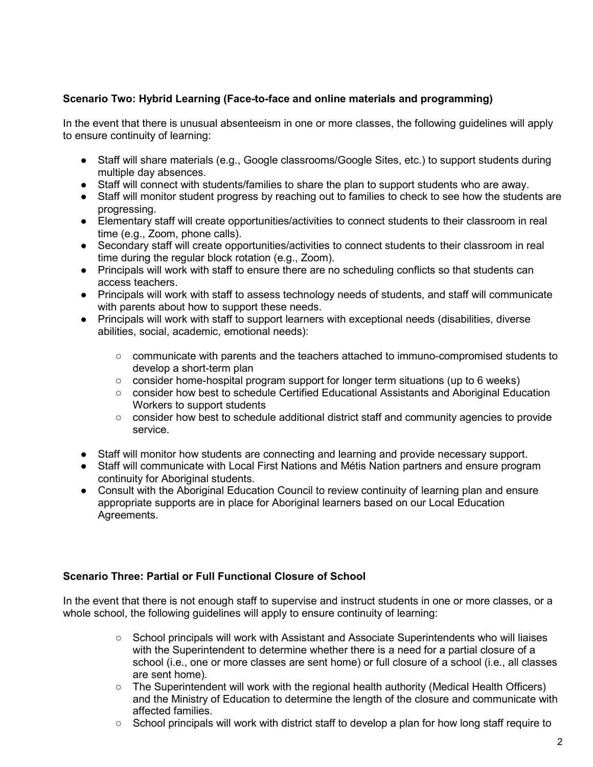**Scenario Two: Hybrid Learning (Face-to-face and online materials and programming)**

In the event that there is unusual absenteeism in one or more classes, the following guidelines will apply to ensure continuity of learning:

- Staff will share materials (e.g., Google classrooms/Google Sites, etc.) to support students during multiple day absences.
- Staff will connect with students/families to share the plan to support students who are away.
- Staff will monitor student progress by reaching out to families to check to see how the students are progressing.
- Elementary staff will create opportunities/activities to connect students to their classroom in real time (e.g., Zoom, phone calls).
- Secondary staff will create opportunities/activities to connect students to their classroom in real time during the regular block rotation (e.g., Zoom).
- Principals will work with staff to ensure there are no scheduling conflicts so that students can access teachers.
- Principals will work with staff to assess technology needs of students, and staff will communicate with parents about how to support these needs.
- Principals will work with staff to support learners with exceptional needs (disabilities, diverse abilities, social, academic, emotional needs):
    - communicate with parents and the teachers attached to immuno-compromised students to develop a short-term plan
    - consider home-hospital program support for longer term situations (up to 6 weeks)
    - consider how best to schedule Certified Educational Assistants and Aboriginal Education Workers to support students
    - consider how best to schedule additional district staff and community agencies to provide service.
- Staff will monitor how students are connecting and learning and provide necessary support.
- Staff will communicate with Local First Nations and Métis Nation partners and ensure program continuity for Aboriginal students.
- Consult with the Aboriginal Education Council to review continuity of learning plan and ensure appropriate supports are in place for Aboriginal learners based on our Local Education Agreements.

**Scenario Three: Partial or Full Functional Closure of School**

In the event that there is not enough staff to supervise and instruct students in one or more classes, or a whole school, the following guidelines will apply to ensure continuity of learning:

- School principals will work with Assistant and Associate Superintendents who will liaises with the Superintendent to determine whether there is a need for a partial closure of a school (i.e., one or more classes are sent home) or full closure of a school (i.e., all classes are sent home).
- The Superintendent will work with the regional health authority (Medical Health Officers) and the Ministry of Education to determine the length of the closure and communicate with affected families.
- School principals will work with district staff to develop a plan for how long staff require to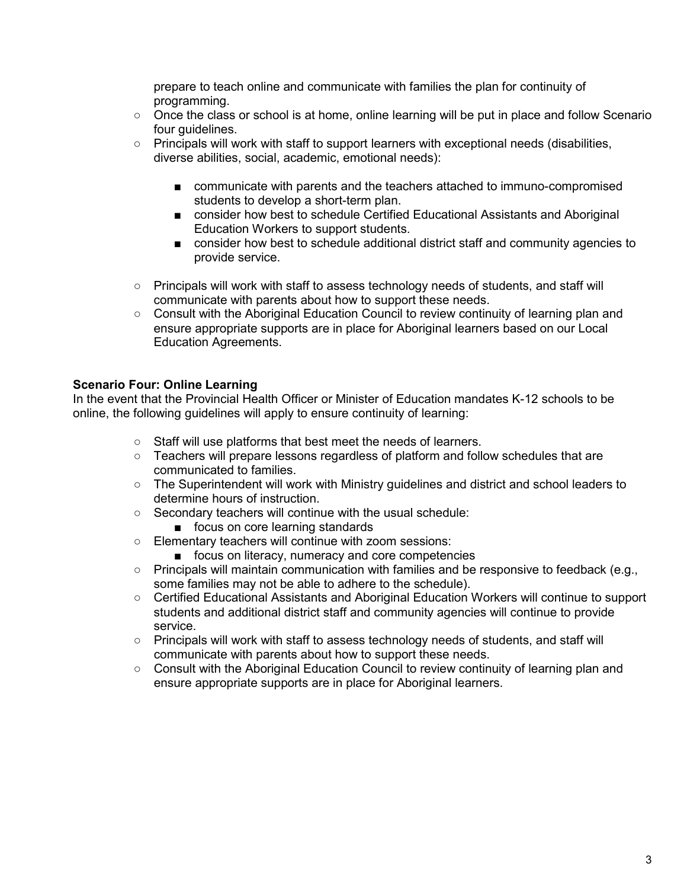prepare to teach online and communicate with families the plan for continuity of programming.

- Once the class or school is at home, online learning will be put in place and follow Scenario four guidelines.
- Principals will work with staff to support learners with exceptional needs (disabilities, diverse abilities, social, academic, emotional needs):
  - communicate with parents and the teachers attached to immuno-compromised students to develop a short-term plan.
  - consider how best to schedule Certified Educational Assistants and Aboriginal Education Workers to support students.
  - consider how best to schedule additional district staff and community agencies to provide service.
- Principals will work with staff to assess technology needs of students, and staff will communicate with parents about how to support these needs.
- Consult with the Aboriginal Education Council to review continuity of learning plan and ensure appropriate supports are in place for Aboriginal learners based on our Local Education Agreements.

**Scenario Four: Online Learning**

In the event that the Provincial Health Officer or Minister of Education mandates K-12 schools to be online, the following guidelines will apply to ensure continuity of learning:

- Staff will use platforms that best meet the needs of learners.
- Teachers will prepare lessons regardless of platform and follow schedules that are communicated to families.
- The Superintendent will work with Ministry guidelines and district and school leaders to determine hours of instruction.
- Secondary teachers will continue with the usual schedule:
  - focus on core learning standards
- Elementary teachers will continue with zoom sessions:
  - focus on literacy, numeracy and core competencies
- Principals will maintain communication with families and be responsive to feedback (e.g., some families may not be able to adhere to the schedule).
- Certified Educational Assistants and Aboriginal Education Workers will continue to support students and additional district staff and community agencies will continue to provide service.
- Principals will work with staff to assess technology needs of students, and staff will communicate with parents about how to support these needs.
- Consult with the Aboriginal Education Council to review continuity of learning plan and ensure appropriate supports are in place for Aboriginal learners.